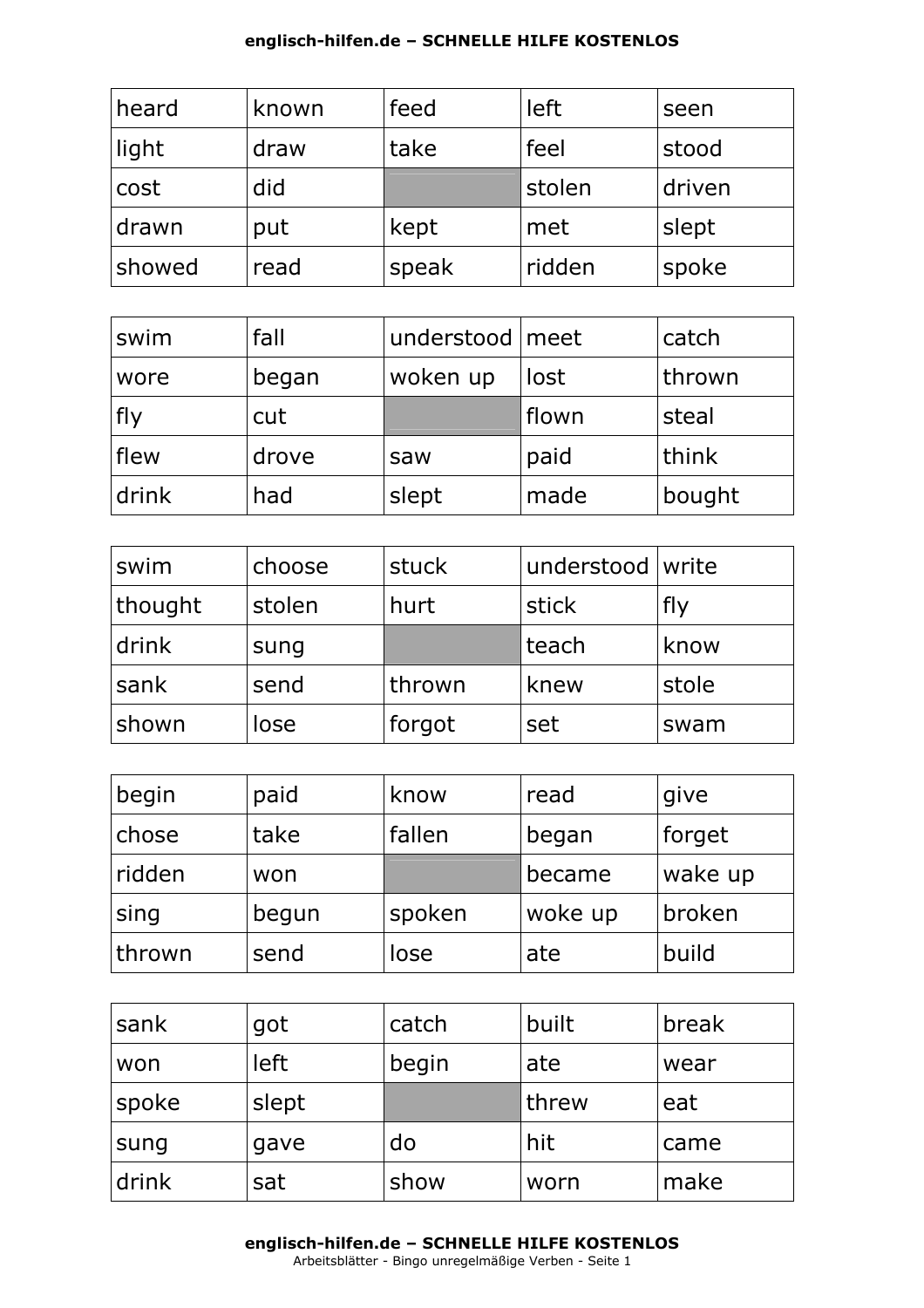| heard | known | feed | left | seen |
|---|---|---|---|---|
| light | draw | take | feel | stood |
| cost | did | | stolen | driven |
| drawn | put | kept | met | slept |
| showed | read | speak | ridden | spoke |

| swim | fall | understood | meet | catch |
|---|---|---|---|---|
| wore | began | woken up | lost | thrown |
| fly | cut | | flown | steal |
| flew | drove | saw | paid | think |
| drink | had | slept | made | bought |

| swim | choose | stuck | understood | write |
|---|---|---|---|---|
| thought | stolen | hurt | stick | fly |
| drink | sung | | teach | know |
| sank | send | thrown | knew | stole |
| shown | lose | forgot | set | swam |

| begin | paid | know | read | give |
|---|---|---|---|---|
| chose | take | fallen | began | forget |
| ridden | won | | became | wake up |
| sing | begun | spoken | woke up | broken |
| thrown | send | lose | ate | build |

| sank | got | catch | built | break |
|---|---|---|---|---|
| won | left | begin | ate | wear |
| spoke | slept | | threw | eat |
| sung | gave | do | hit | came |
| drink | sat | show | worn | make |

Arbeitsblätter - Bingo unregelmäßige Verben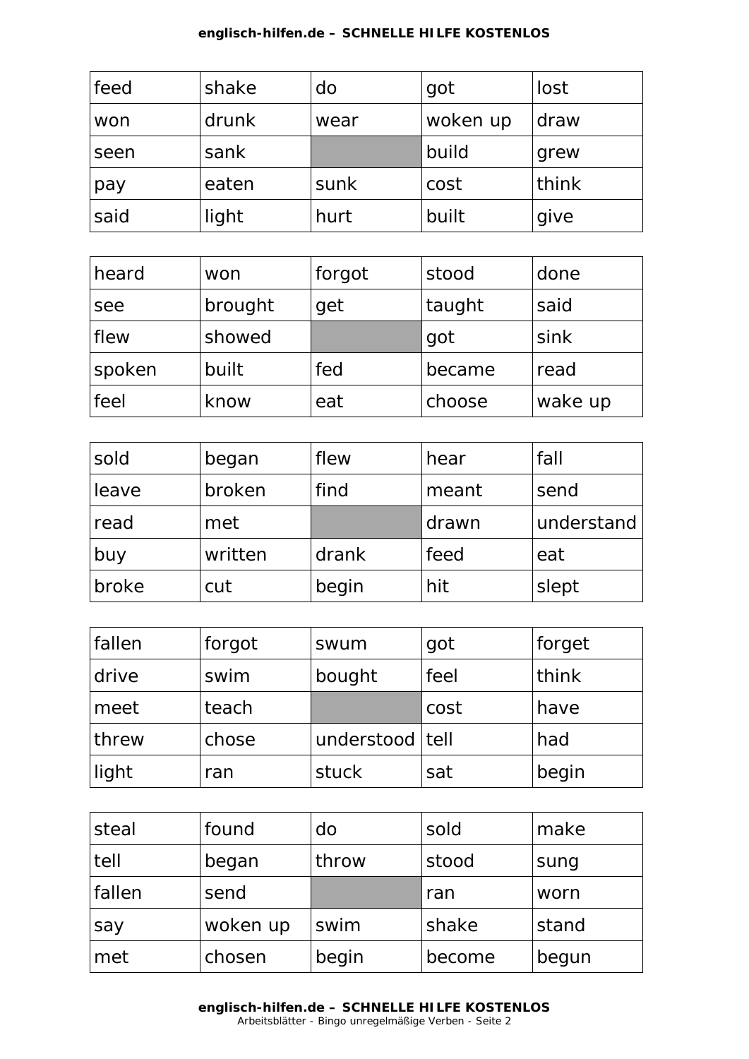| feed | shake | do | got | lost |
| --- | --- | --- | --- | --- |
| won | drunk | wear | woken up | draw |
| seen | sank | | build | grew |
| pay | eaten | sunk | cost | think |
| said | light | hurt | built | give |

| heard | won | forgot | stood | done |
| --- | --- | --- | --- | --- |
| see | brought | get | taught | said |
| flew | showed | | got | sink |
| spoken | built | fed | became | read |
| feel | know | eat | choose | wake up |

| sold | began | flew | hear | fall |
| --- | --- | --- | --- | --- |
| leave | broken | find | meant | send |
| read | met | | drawn | understand |
| buy | written | drank | feed | eat |
| broke | cut | begin | hit | slept |

| fallen | forgot | swum | got | forget |
| --- | --- | --- | --- | --- |
| drive | swim | bought | feel | think |
| meet | teach | | cost | have |
| threw | chose | understood | tell | had |
| light | ran | stuck | sat | begin |

| steal | found | do | sold | make |
| --- | --- | --- | --- | --- |
| tell | began | throw | stood | sung |
| fallen | send | | ran | worn |
| say | woken up | swim | shake | stand |
| met | chosen | begin | become | begun |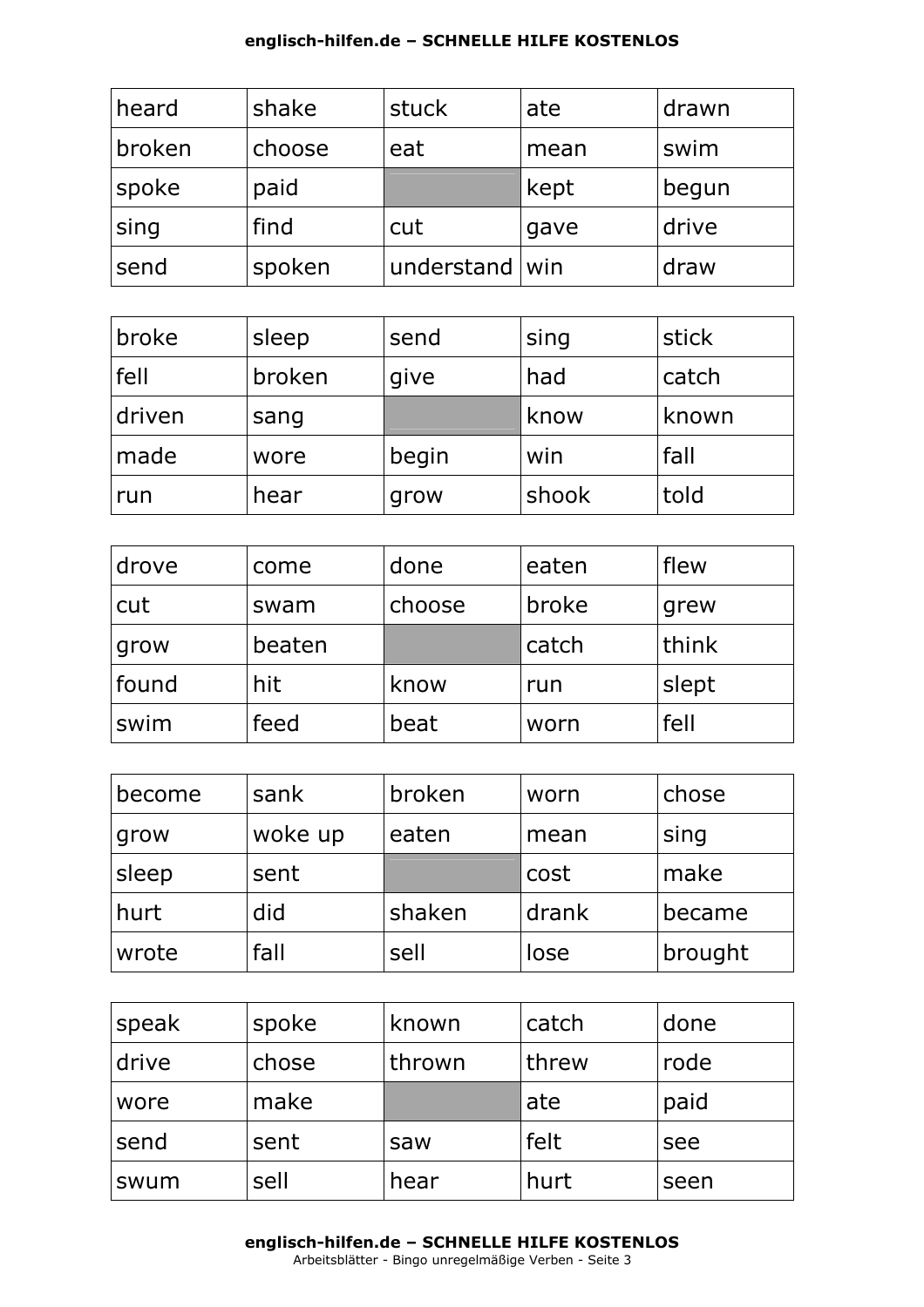| heard | shake | stuck | ate | drawn |
|---|---|---|---|---|
| broken | choose | eat | mean | swim |
| spoke | paid | | kept | begun |
| sing | find | cut | gave | drive |
| send | spoken | understand | win | draw |

| broke | sleep | send | sing | stick |
|---|---|---|---|---|
| fell | broken | give | had | catch |
| driven | sang | | know | known |
| made | wore | begin | win | fall |
| run | hear | grow | shook | told |

| drove | come | done | eaten | flew |
|---|---|---|---|---|
| cut | swam | choose | broke | grew |
| grow | beaten | | catch | think |
| found | hit | know | run | slept |
| swim | feed | beat | worn | fell |

| become | sank | broken | worn | chose |
|---|---|---|---|---|
| grow | woke up | eaten | mean | sing |
| sleep | sent | | cost | make |
| hurt | did | shaken | drank | became |
| wrote | fall | sell | lose | brought |

| speak | spoke | known | catch | done |
|---|---|---|---|---|
| drive | chose | thrown | threw | rode |
| wore | make | | ate | paid |
| send | sent | saw | felt | see |
| swum | sell | hear | hurt | seen |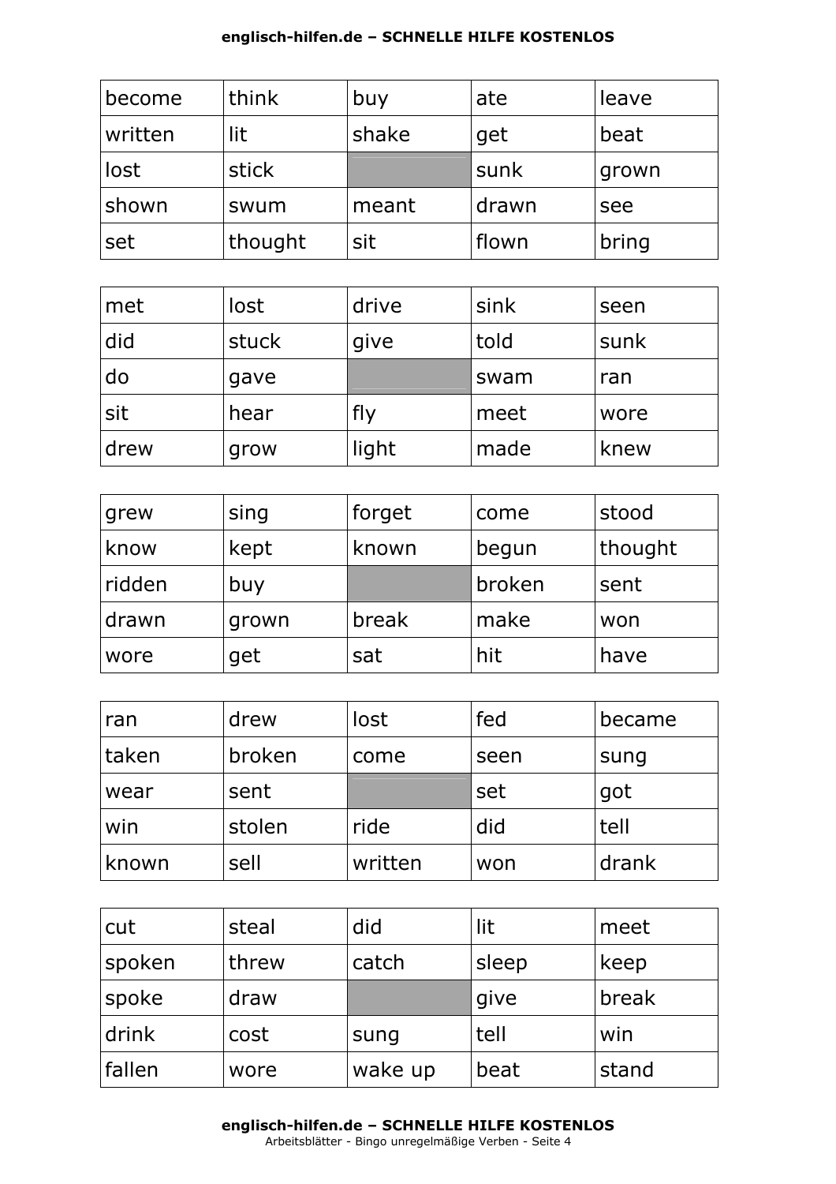| | | | | |
|---|---|---|---|---|
| become | think | buy | ate | leave |
| written | lit | shake | get | beat |
| lost | stick | | sunk | grown |
| shown | swum | meant | drawn | see |
| set | thought | sit | flown | bring |

| | | | | |
|---|---|---|---|---|
| met | lost | drive | sink | seen |
| did | stuck | give | told | sunk |
| do | gave | | swam | ran |
| sit | hear | fly | meet | wore |
| drew | grow | light | made | knew |

| | | | | |
|---|---|---|---|---|
| grew | sing | forget | come | stood |
| know | kept | known | begun | thought |
| ridden | buy | | broken | sent |
| drawn | grown | break | make | won |
| wore | get | sat | hit | have |

| | | | | |
|---|---|---|---|---|
| ran | drew | lost | fed | became |
| taken | broken | come | seen | sung |
| wear | sent | | set | got |
| win | stolen | ride | did | tell |
| known | sell | written | won | drank |

| | | | | |
|---|---|---|---|---|
| cut | steal | did | lit | meet |
| spoken | threw | catch | sleep | keep |
| spoke | draw | | give | break |
| drink | cost | sung | tell | win |
| fallen | wore | wake up | beat | stand |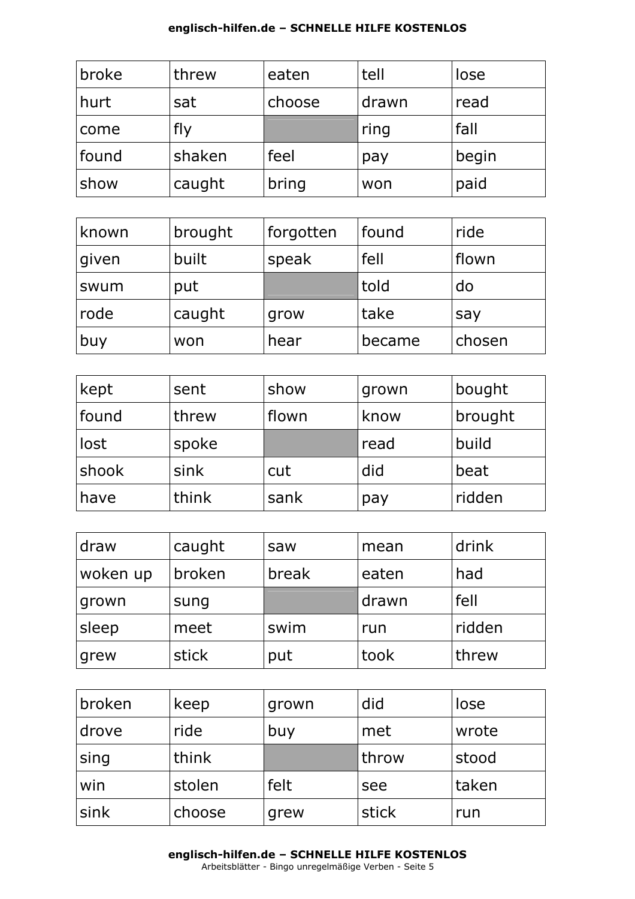| broke | threw | eaten | tell | lose |
|---|---|---|---|---|
| hurt | sat | choose | drawn | read |
| come | fly | | ring | fall |
| found | shaken | feel | pay | begin |
| show | caught | bring | won | paid |

| known | brought | forgotten | found | ride |
|---|---|---|---|---|
| given | built | speak | fell | flown |
| swum | put | | told | do |
| rode | caught | grow | take | say |
| buy | won | hear | became | chosen |

| kept | sent | show | grown | bought |
|---|---|---|---|---|
| found | threw | flown | know | brought |
| lost | spoke | | read | build |
| shook | sink | cut | did | beat |
| have | think | sank | pay | ridden |

| draw | caught | saw | mean | drink |
|---|---|---|---|---|
| woken up | broken | break | eaten | had |
| grown | sung | | drawn | fell |
| sleep | meet | swim | run | ridden |
| grew | stick | put | took | threw |

| broken | keep | grown | did | lose |
|---|---|---|---|---|
| drove | ride | buy | met | wrote |
| sing | think | | throw | stood |
| win | stolen | felt | see | taken |
| sink | choose | grew | stick | run |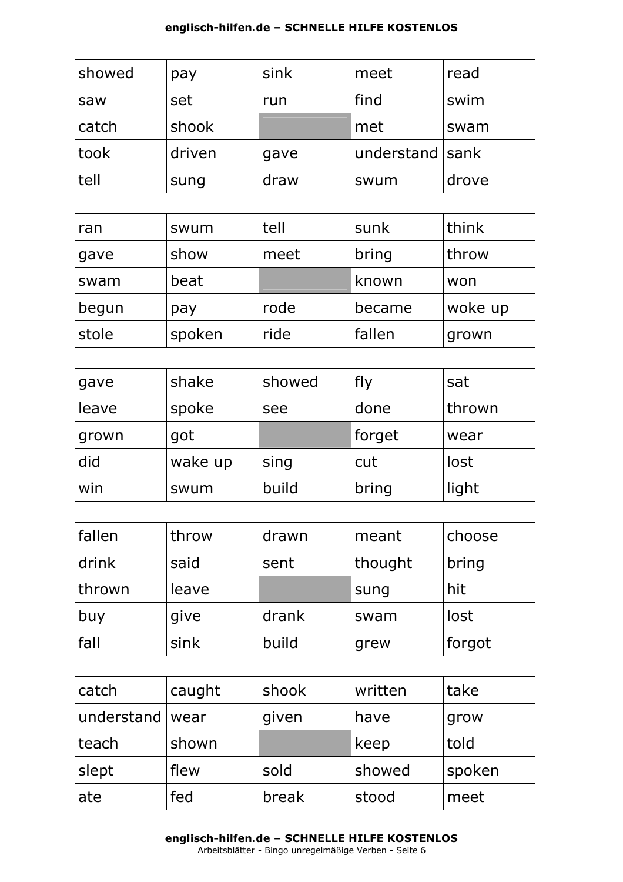| showed | pay | sink | meet | read |
|---|---|---|---|---|
| saw | set | run | find | swim |
| catch | shook | | met | swam |
| took | driven | gave | understand | sank |
| tell | sung | draw | swum | drove |

| ran | swum | tell | sunk | think |
|---|---|---|---|---|
| gave | show | meet | bring | throw |
| swam | beat | | known | won |
| begun | pay | rode | became | woke up |
| stole | spoken | ride | fallen | grown |

| gave | shake | showed | fly | sat |
|---|---|---|---|---|
| leave | spoke | see | done | thrown |
| grown | got | | forget | wear |
| did | wake up | sing | cut | lost |
| win | swum | build | bring | light |

| fallen | throw | drawn | meant | choose |
|---|---|---|---|---|
| drink | said | sent | thought | bring |
| thrown | leave | | sung | hit |
| buy | give | drank | swam | lost |
| fall | sink | build | grew | forgot |

| catch | caught | shook | written | take |
|---|---|---|---|---|
| understand | wear | given | have | grow |
| teach | shown | | keep | told |
| slept | flew | sold | showed | spoken |
| ate | fed | break | stood | meet |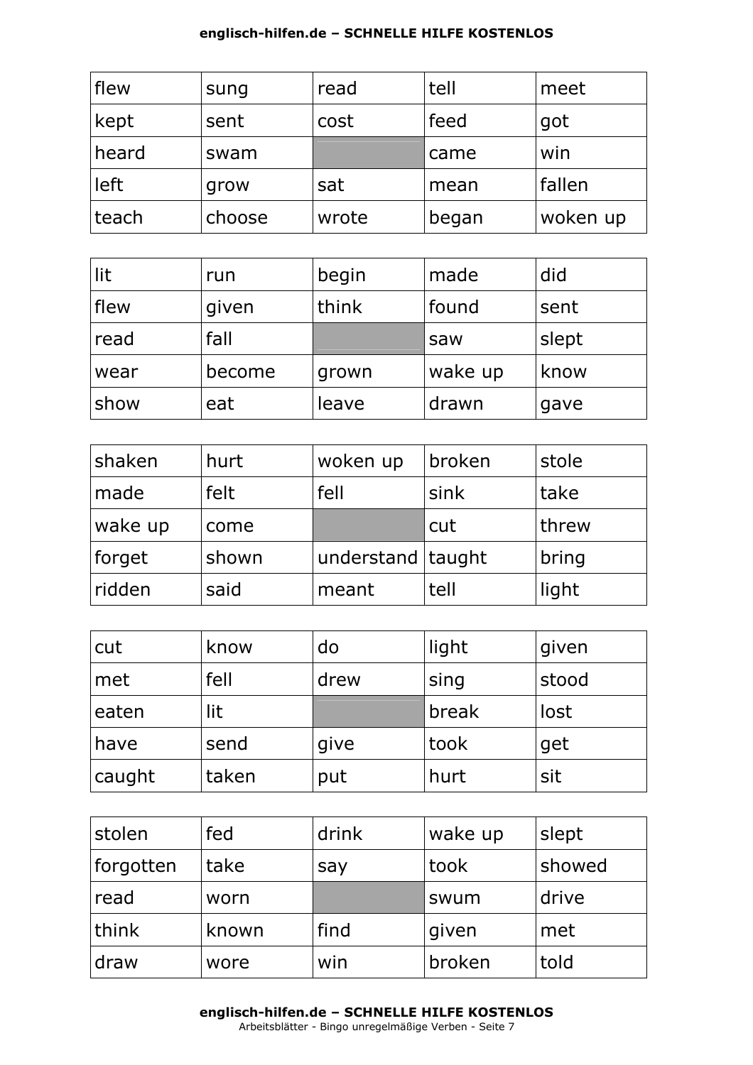| flew | sung | read | tell | meet |
|---|---|---|---|---|
| kept | sent | cost | feed | got |
| heard | swam | | came | win |
| left | grow | sat | mean | fallen |
| teach | choose | wrote | began | woken up |

| lit | run | begin | made | did |
|---|---|---|---|---|
| flew | given | think | found | sent |
| read | fall | | saw | slept |
| wear | become | grown | wake up | know |
| show | eat | leave | drawn | gave |

| shaken | hurt | woken up | broken | stole |
|---|---|---|---|---|
| made | felt | fell | sink | take |
| wake up | come | | cut | threw |
| forget | shown | understand | taught | bring |
| ridden | said | meant | tell | light |

| cut | know | do | light | given |
|---|---|---|---|---|
| met | fell | drew | sing | stood |
| eaten | lit | | break | lost |
| have | send | give | took | get |
| caught | taken | put | hurt | sit |

| stolen | fed | drink | wake up | slept |
|---|---|---|---|---|
| forgotten | take | say | took | showed |
| read | worn | | swum | drive |
| think | known | find | given | met |
| draw | wore | win | broken | told |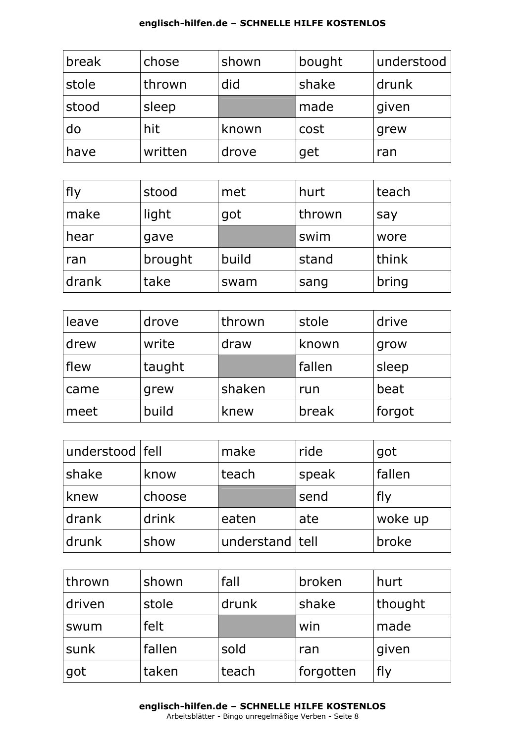| break | chose | shown | bought | understood |
|---|---|---|---|---|
| stole | thrown | did | shake | drunk |
| stood | sleep | | made | given |
| do | hit | known | cost | grew |
| have | written | drove | get | ran |

| fly | stood | met | hurt | teach |
|---|---|---|---|---|
| make | light | got | thrown | say |
| hear | gave | | swim | wore |
| ran | brought | build | stand | think |
| drank | take | swam | sang | bring |

| leave | drove | thrown | stole | drive |
|---|---|---|---|---|
| drew | write | draw | known | grow |
| flew | taught | | fallen | sleep |
| came | grew | shaken | run | beat |
| meet | build | knew | break | forgot |

| understood | fell | make | ride | got |
|---|---|---|---|---|
| shake | know | teach | speak | fallen |
| knew | choose | | send | fly |
| drank | drink | eaten | ate | woke up |
| drunk | show | understand | tell | broke |

| thrown | shown | fall | broken | hurt |
|---|---|---|---|---|
| driven | stole | drunk | shake | thought |
| swum | felt | | win | made |
| sunk | fallen | sold | ran | given |
| got | taken | teach | forgotten | fly |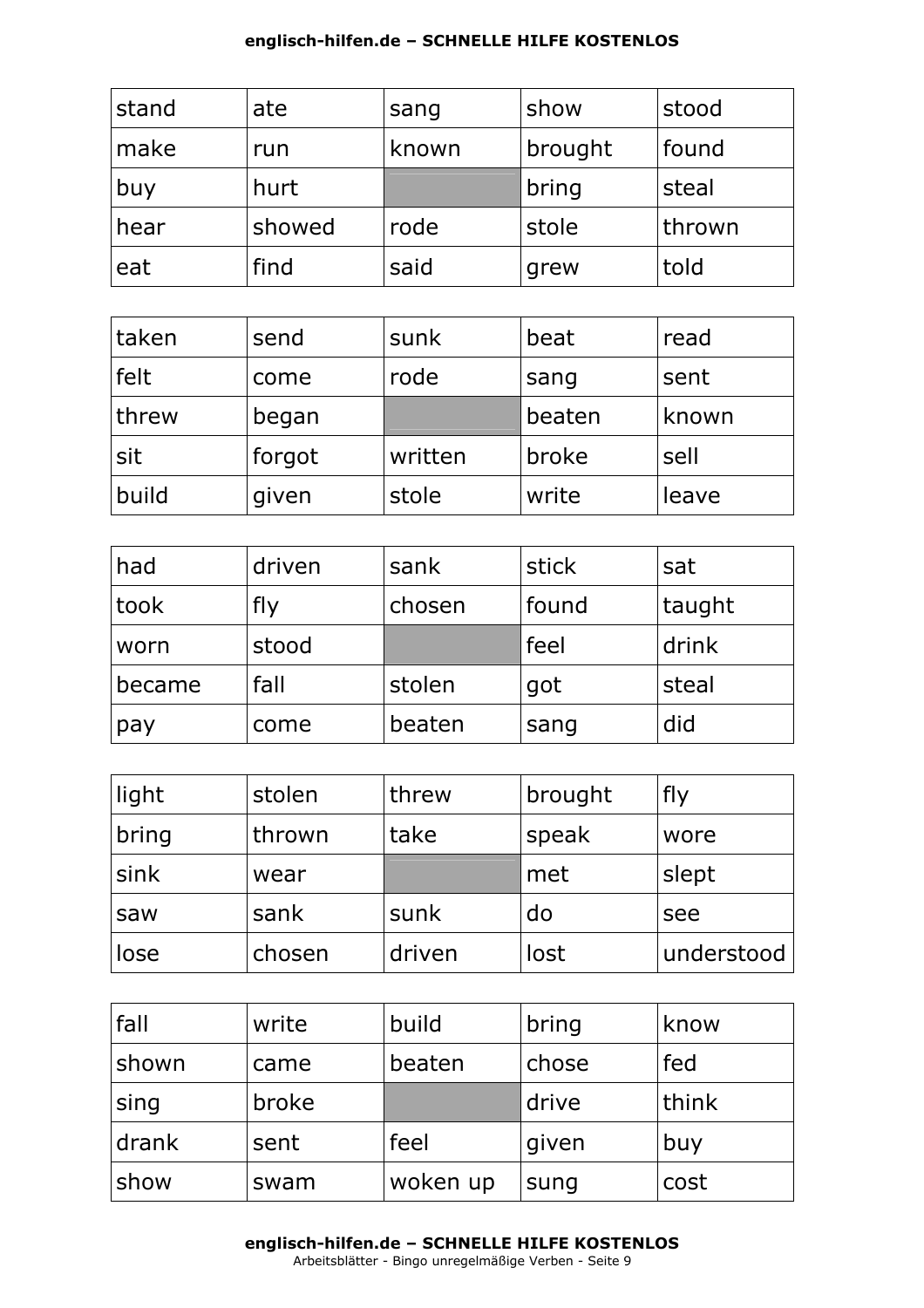| | | | | |
|---|---|---|---|---|
| stand | ate | sang | show | stood |
| make | run | known | brought | found |
| buy | hurt | | bring | steal |
| hear | showed | rode | stole | thrown |
| eat | find | said | grew | told |

| | | | | |
|---|---|---|---|---|
| taken | send | sunk | beat | read |
| felt | come | rode | sang | sent |
| threw | began | | beaten | known |
| sit | forgot | written | broke | sell |
| build | given | stole | write | leave |

| | | | | |
|---|---|---|---|---|
| had | driven | sank | stick | sat |
| took | fly | chosen | found | taught |
| worn | stood | | feel | drink |
| became | fall | stolen | got | steal |
| pay | come | beaten | sang | did |

| | | | | |
|---|---|---|---|---|
| light | stolen | threw | brought | fly |
| bring | thrown | take | speak | wore |
| sink | wear | | met | slept |
| saw | sank | sunk | do | see |
| lose | chosen | driven | lost | understood |

| | | | | |
|---|---|---|---|---|
| fall | write | build | bring | know |
| shown | came | beaten | chose | fed |
| sing | broke | | drive | think |
| drank | sent | feel | given | buy |
| show | swam | woken up | sung | cost |

Arbeitsblätter - Bingo unregelmäßige Verben